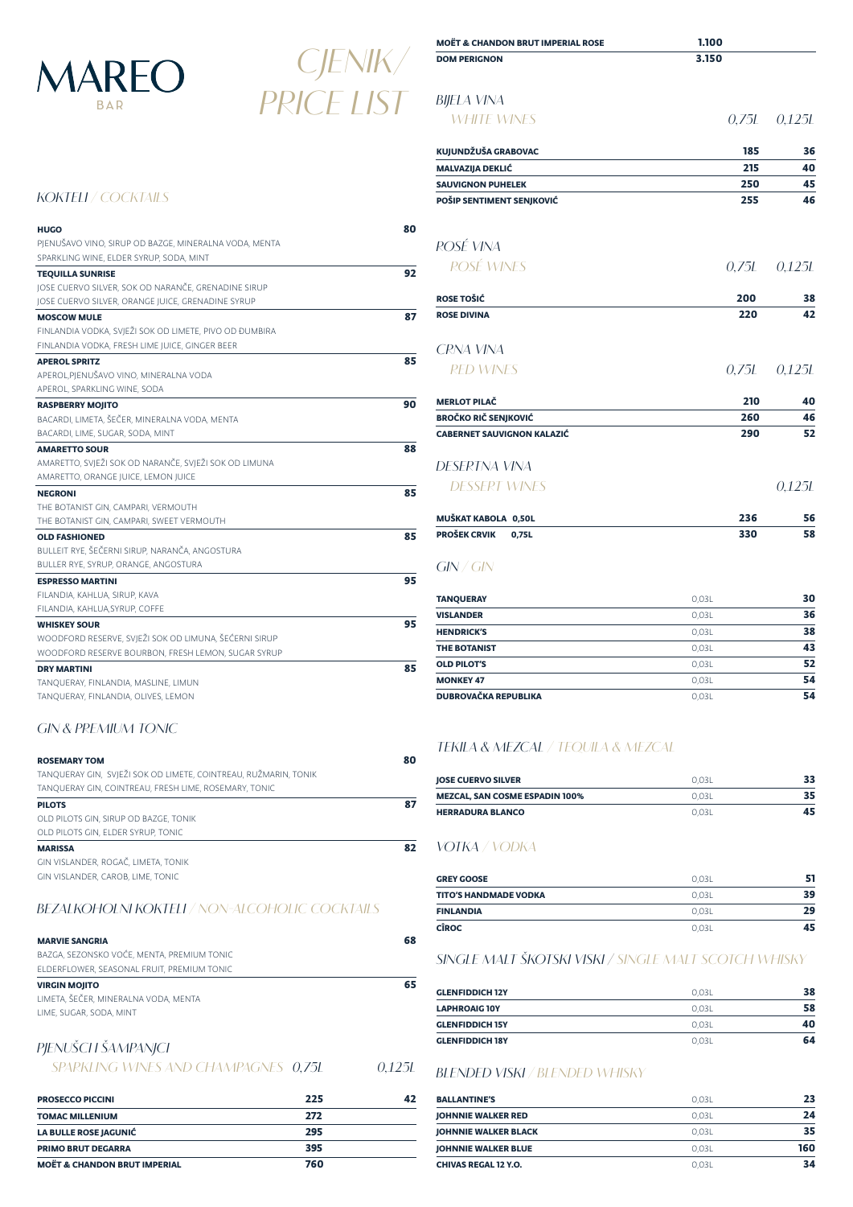# MAREO BAR

# CJENIK/ PRICE LIST

## KOKTELI / COCKTAILS

| | |
|---|---|
| **HUGO**<br>PJENUŠAVO VINO, SIRUP OD BAZGE, MINERALNA VODA, MENTA<br>SPARKLING WINE, ELDER SYRUP, SODA, MINT | **80** |
| **TEQUILLA SUNRISE**<br>JOSE CUERVO SILVER, SOK OD NARANČE, GRENADINE SIRUP<br>JOSE CUERVO SILVER, ORANGE JUICE, GRENADINE SYRUP | **92** |
| **MOSCOW MULE**<br>FINLANDIA VODKA, SVJEŽI SOK OD LIMETE, PIVO OD ĐUMBIRA<br>FINLANDIA VODKA, FRESH LIME JUICE, GINGER BEER | **87** |
| **APEROL SPRITZ**<br>APEROL,PJENUŠAVO VINO, MINERALNA VODA<br>APEROL, SPARKLING WINE, SODA | **85** |
| **RASPBERRY MOJITO**<br>BACARDI, LIMETA, ŠEĆER, MINERALNA VODA, MENTA<br>BACARDI, LIME, SUGAR, SODA, MINT | **90** |
| **AMARETTO SOUR**<br>AMARETTO, SVJEŽI SOK OD NARANČE, SVJEŽI SOK OD LIMUNA<br>AMARETTO, ORANGE JUICE, LEMON JUICE | **88** |
| **NEGRONI**<br>THE BOTANIST GIN, CAMPARI, VERMOUTH<br>THE BOTANIST GIN, CAMPARI, SWEET VERMOUTH | **85** |
| **OLD FASHIONED**<br>BULLEIT RYE, ŠEĆERNI SIRUP, NARANČA, ANGOSTURA<br>BULLER RYE, SYRUP, ORANGE, ANGOSTURA | **85** |
| **ESPRESSO MARTINI**<br>FILANDIA, KAHLUA, SIRUP, KAVA<br>FILANDIA, KAHLUA,SYRUP, COFFE | **95** |
| **WHISKEY SOUR**<br>WOODFORD RESERVE, SVJEŽI SOK OD LIMUNA, ŠEĆERNI SIRUP<br>WOODFORD RESERVE BOURBON, FRESH LEMON, SUGAR SYRUP | **95** |
| **DRY MARTINI**<br>TANQUERAY, FINLANDIA, MASLINE, LIMUN<br>TANQUERAY, FINLANDIA, OLIVES, LEMON | **85** |

## GIN & PREMIUM TONIC

| | |
|---|---|
| **ROSEMARY TOM**<br>TANQUERAY GIN, SVJEŽI SOK OD LIMETE, COINTREAU, RUŽMARIN, TONIK<br>TANQUERAY GIN, COINTREAU, FRESH LIME, ROSEMARY, TONIC | **80** |
| **PILOTS**<br>OLD PILOTS GIN, SIRUP OD BAZGE, TONIK<br>OLD PILOTS GIN, ELDER SYRUP, TONIC | **87** |
| **MARISSA**<br>GIN VISLANDER, ROGAČ, LIMETA, TONIK<br>GIN VISLANDER, CAROB, LIME, TONIC | **82** |

## BEZALKOHOLNI KOKTELI / NON-ALCOHOLIC COCKTAILS

| | |
|---|---|
| **MARVIE SANGRIA**<br>BAZGA, SEZONSKO VOĆE, MENTA, PREMIUM TONIC<br>ELDERFLOWER, SEASONAL FRUIT, PREMIUM TONIC | **68** |
| **VIRGIN MOJITO**<br>LIMETA, ŠEĆER, MINERALNA VODA, MENTA<br>LIME, SUGAR, SODA, MINT | **65** |

## PJENUŠCI ŠAMPANJCI / SPARKLING WINES AND CHAMPAGNES

| | 0,75L | 0,125L |
|---|---|---|
| **PROSECCO PICCINI** | 225 | 42 |
| **TOMAC MILLENIUM** | 272 | |
| **LA BULLE ROSE JAGUNIĆ** | 295 | |
| **PRIMO BRUT DEGARRA** | 395 | |
| **MOËT & CHANDON BRUT IMPERIAL** | 760 | |
| **MOËT & CHANDON BRUT IMPERIAL ROSE** | 1.100 | |
| **DOM PERIGNON** | 3.150 | |

## BIJELA VINA / WHITE WINES

| | 0,75L | 0,125L |
|---|---|---|
| **KUJUNDŽUŠA GRABOVAC** | 185 | 36 |
| **MALVAZIJA DEKLIĆ** | 215 | 40 |
| **SAUVIGNON PUHELEK** | 250 | 45 |
| **POŠIP SENTIMENT SENJKOVIĆ** | 255 | 46 |

## ROSÉ VINA / ROSÉ WINES

| | 0,75L | 0,125L |
|---|---|---|
| **ROSE TOŠIĆ** | 200 | 38 |
| **ROSE DIVINA** | 220 | 42 |

## CRNA VINA / RED WINES

| | 0,75L | 0,125L |
|---|---|---|
| **MERLOT PILAČ** | 210 | 40 |
| **BROČKO RIČ SENJKOVIĆ** | 260 | 46 |
| **CABERNET SAUVIGNON KALAZIĆ** | 290 | 52 |

## DESERTNA VINA / DESSERT WINES

| | | 0,125L |
|---|---|---|
| **MUŠKAT KABOLA 0,50L** | 236 | 56 |
| **PROŠEK CRVIK 0,75L** | 330 | 58 |

## GIN / GIN

| | | |
|---|---|---|
| **TANQUERAY** | 0,03L | **30** |
| **VISLANDER** | 0,03L | **36** |
| **HENDRICK'S** | 0,03L | **38** |
| **THE BOTANIST** | 0,03L | **43** |
| **OLD PILOT'S** | 0,03L | **52** |
| **MONKEY 47** | 0,03L | **54** |
| **DUBROVAČKA REPUBLIKA** | 0,03L | **54** |

## TEKILA & MEZCAL / TEQUILA & MEZCAL

| | | |
|---|---|---|
| **JOSE CUERVO SILVER** | 0,03L | **33** |
| **MEZCAL, SAN COSME ESPADIN 100%** | 0,03L | **35** |
| **HERRADURA BLANCO** | 0,03L | **45** |

## VOTKA / VODKA

| | | |
|---|---|---|
| **GREY GOOSE** | 0,03L | **51** |
| **TITO'S HANDMADE VODKA** | 0,03L | **39** |
| **FINLANDIA** | 0,03L | **29** |
| **CÎROC** | 0,03L | **45** |

## SINGLE MALT ŠKOTSKI VISKI / SINGLE MALT SCOTCH WHISKY

| | | |
|---|---|---|
| **GLENFIDDICH 12Y** | 0,03L | **38** |
| **LAPHROAIG 10Y** | 0,03L | **58** |
| **GLENFIDDICH 15Y** | 0,03L | **40** |
| **GLENFIDDICH 18Y** | 0,03L | **64** |

## BLENDED VISKI / BLENDED WHISKY

| | | |
|---|---|---|
| **BALLANTINE'S** | 0,03L | **23** |
| **JOHNNIE WALKER RED** | 0,03L | **24** |
| **JOHNNIE WALKER BLACK** | 0,03L | **35** |
| **JOHNNIE WALKER BLUE** | 0,03L | **160** |
| **CHIVAS REGAL 12 Y.O.** | 0,03L | **34** |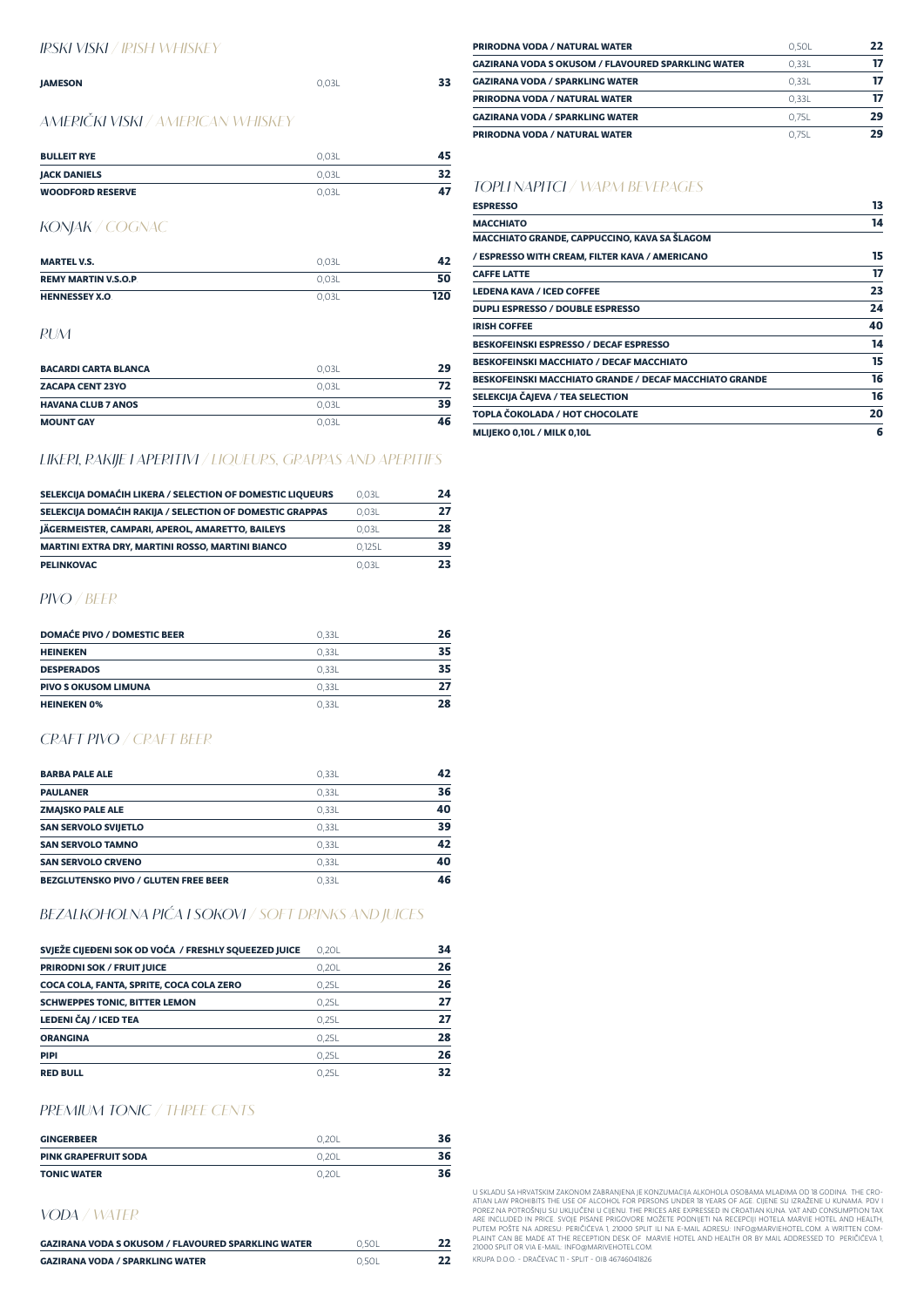## IRSKI VISKI / IRISH WHISKEY

| | | |
|---|---|---|
| JAMESON | 0,03L | 33 |

## AMERIČKI VISKI / AMERICAN WHISKEY

| | | |
|---|---|---|
| BULLEIT RYE | 0,03L | 45 |
| JACK DANIELS | 0,03L | 32 |
| WOODFORD RESERVE | 0,03L | 47 |

## KONJAK / COGNAC

| | | |
|---|---|---|
| MARTEL V.S. | 0,03L | 42 |
| REMY MARTIN V.S.O.P | 0,03L | 50 |
| HENNESSEY X.O | 0,03L | 120 |

## RUM

| | | |
|---|---|---|
| BACARDI CARTA BLANCA | 0,03L | 29 |
| ZACAPA CENT 23YO | 0,03L | 72 |
| HAVANA CLUB 7 ANOS | 0,03L | 39 |
| MOUNT GAY | 0,03L | 46 |

## LIKERI, RAKIJE I APERITIVI / LIQUEURS, GRAPPAS AND APERITIFS

| | | |
|---|---|---|
| SELEKCIJA DOMAĆIH LIKERA / SELECTION OF DOMESTIC LIQUEURS | 0,03L | 24 |
| SELEKCIJA DOMAĆIH RAKIJA / SELECTION OF DOMESTIC GRAPPAS | 0,03L | 27 |
| JÄGERMEISTER, CAMPARI, APEROL, AMARETTO, BAILEYS | 0,03L | 28 |
| MARTINI EXTRA DRY, MARTINI ROSSO, MARTINI BIANCO | 0,125L | 39 |
| PELINKOVAC | 0,03L | 23 |

## PIVO / BEER

| | | |
|---|---|---|
| DOMAĆE PIVO / DOMESTIC BEER | 0,33L | 26 |
| HEINEKEN | 0,33L | 35 |
| DESPERADOS | 0,33L | 35 |
| PIVO S OKUSOM LIMUNA | 0,33L | 27 |
| HEINEKEN 0% | 0,33L | 28 |

## CRAFT PIVO / CRAFT BEER

| | | |
|---|---|---|
| BARBA PALE ALE | 0,33L | 42 |
| PAULANER | 0,33L | 36 |
| ZMAJSKO PALE ALE | 0,33L | 40 |
| SAN SERVOLO SVIJETLO | 0,33L | 39 |
| SAN SERVOLO TAMNO | 0,33L | 42 |
| SAN SERVOLO CRVENO | 0,33L | 40 |
| BEZGLUTENSKO PIVO / GLUTEN FREE BEER | 0,33L | 46 |

## BEZALKOHOLNA PIĆA I SOKOVI / SOFT DRINKS AND JUICES

| | | |
|---|---|---|
| SVJEŽE CIJEĐENI SOK OD VOĆA / FRESHLY SQUEEZED JUICE | 0,20L | 34 |
| PRIRODNI SOK / FRUIT JUICE | 0,20L | 26 |
| COCA COLA, FANTA, SPRITE, COCA COLA ZERO | 0,25L | 26 |
| SCHWEPPES TONIC, BITTER LEMON | 0,25L | 27 |
| LEDENI ČAJ / ICED TEA | 0,25L | 27 |
| ORANGINA | 0,25L | 28 |
| PIPI | 0,25L | 26 |
| RED BULL | 0,25L | 32 |

## PREMIUM TONIC / THREE CENTS

| | | |
|---|---|---|
| GINGERBEER | 0,20L | 36 |
| PINK GRAPEFRUIT SODA | 0,20L | 36 |
| TONIC WATER | 0,20L | 36 |

## VODA / WATER

| | | |
|---|---|---|
| GAZIRANA VODA S OKUSOM / FLAVOURED SPARKLING WATER | 0,50L | 22 |
| GAZIRANA VODA / SPARKLING WATER | 0,50L | 22 |
| PRIRODNA VODA / NATURAL WATER | 0,50L | 22 |
| GAZIRANA VODA S OKUSOM / FLAVOURED SPARKLING WATER | 0,33L | 17 |
| GAZIRANA VODA / SPARKLING WATER | 0,33L | 17 |
| PRIRODNA VODA / NATURAL WATER | 0,33L | 17 |
| GAZIRANA VODA / SPARKLING WATER | 0,75L | 29 |
| PRIRODNA VODA / NATURAL WATER | 0,75L | 29 |

## TOPLI NAPITCI / WARM BEVERAGES

| | |
|---|---|
| ESPRESSO | 13 |
| MACCHIATO | 14 |
| MACCHIATO GRANDE, CAPPUCCINO, KAVA SA ŠLAGOM / ESPRESSO WITH CREAM, FILTER KAVA / AMERICANO | 15 |
| CAFFE LATTE | 17 |
| LEDENA KAVA / ICED COFFEE | 23 |
| DUPLI ESPRESSO / DOUBLE ESPRESSO | 24 |
| IRISH COFFEE | 40 |
| BESKOFEINSKI ESPRESSO / DECAF ESPRESSO | 14 |
| BESKOFEINSKI MACCHIATO / DECAF MACCHIATO | 15 |
| BESKOFEINSKI MACCHIATO GRANDE / DECAF MACCHIATO GRANDE | 16 |
| SELEKCIJA ČAJEVA / TEA SELECTION | 16 |
| TOPLA ČOKOLADA / HOT CHOCOLATE | 20 |
| MLIJEKO 0,10L / MILK 0,10L | 6 |

U SKLADU SA HRVATSKIM ZAKONOM ZABRANJENA JE KONZUMACIJA ALKOHOLA OSOBAMA MLAĐIMA OD 18 GODINA. THE CROATIAN LAW PROHIBITS THE USE OF ALCOHOL FOR PERSONS UNDER 18 YEARS OF AGE. CIJENE SU IZRAŽENE U KUNAMA. PDV I POREZ NA POTROŠNJU SU UKLJUČENI U CIJENU. THE PRICES ARE EXPRESSED IN CROATIAN KUNA. VAT AND CONSUMPTION TAX ARE INCLUDED IN PRICE. SVOJE PISANE PRIGOVORE MOŽETE PODNIJETI NA RECEPCIJI HOTELA MARVIE HOTEL AND HEALTH, PUTEM POŠTE NA ADRESU: PERIČIĆEVA 1, 21000 SPLIT ILI NA E-MAIL ADRESU: INFO@MARVIEHOTEL.COM. A WRITTEN COMPLAINT CAN BE MADE AT THE RECEPTION DESK OF MARVIE HOTEL AND HEALTH OR BY MAIL ADDRESSED TO PERIČIĆEVA 1, 21000 SPLIT OR VIA E-MAIL: INFO@MARIVEHOTEL.COM.

KRUPA D.O.O. - DRAČEVAC 11 - SPLIT - OIB 46746041826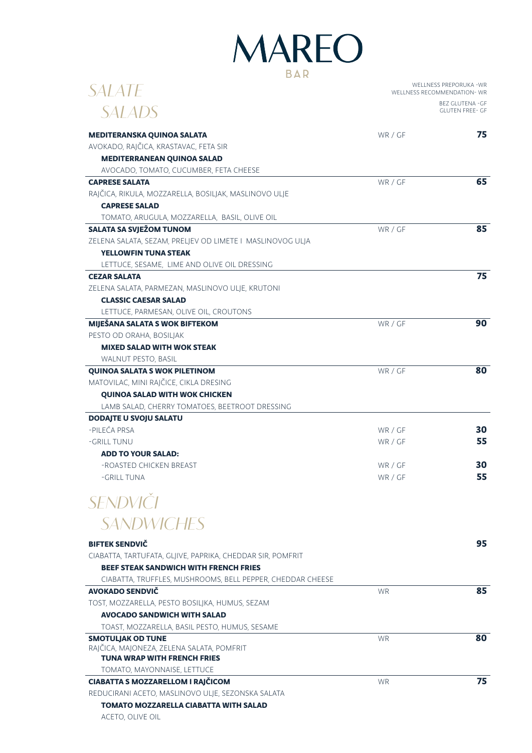# MAREO

BAR

## *SALATE*
## *SALADS*

WELLNESS PREPORUKA -WR
WELLNESS RECOMMENDATION- WR

BEZ GLUTENA -GF
GLUTEN FREE- GF

| | | |
|---|---|---|
| **MEDITERANSKA QUINOA SALATA**<br>AVOKADO, RAJČICA, KRASTAVAC, FETA SIR<br>**MEDITERRANEAN QUINOA SALAD**<br>AVOCADO, TOMATO, CUCUMBER, FETA CHEESE | WR / GF | **75** |
| **CAPRESE SALATA**<br>RAJČICA, RIKULA, MOZZARELLA, BOSILJAK, MASLINOVO ULJE<br>**CAPRESE SALAD**<br>TOMATO, ARUGULA, MOZZARELLA, BASIL, OLIVE OIL | WR / GF | **65** |
| **SALATA SA SVJEŽOM TUNOM**<br>ZELENA SALATA, SEZAM, PRELJEV OD LIMETE I MASLINOVOG ULJA<br>**YELLOWFIN TUNA STEAK**<br>LETTUCE, SESAME, LIME AND OLIVE OIL DRESSING | WR / GF | **85** |
| **CEZAR SALATA**<br>ZELENA SALATA, PARMEZAN, MASLINOVO ULJE, KRUTONI<br>**CLASSIC CAESAR SALAD**<br>LETTUCE, PARMESAN, OLIVE OIL, CROUTONS | | **75** |
| **MIJEŠANA SALATA S WOK BIFTEKOM**<br>PESTO OD ORAHA, BOSILJAK<br>**MIXED SALAD WITH WOK STEAK**<br>WALNUT PESTO, BASIL | WR / GF | **90** |
| **QUINOA SALATA S WOK PILETINOM**<br>MATOVILAC, MINI RAJČICE, CIKLA DRESING<br>**QUINOA SALAD WITH WOK CHICKEN**<br>LAMB SALAD, CHERRY TOMATOES, BEETROOT DRESSING | WR / GF | **80** |
| **DODAJTE U SVOJU SALATU** | | |
| -PILEĆA PRSA | WR / GF | **30** |
| -GRILL TUNU | WR / GF | **55** |
| **ADD TO YOUR SALAD:** | | |
| -ROASTED CHICKEN BREAST | WR / GF | **30** |
| -GRILL TUNA | WR / GF | **55** |

## *SENDVIČI*
## *SANDWICHES*

| | | |
|---|---|---|
| **BIFTEK SENDVIČ**<br>CIABATTA, TARTUFATA, GLJIVE, PAPRIKA, CHEDDAR SIR, POMFRIT<br>**BEEF STEAK SANDWICH WITH FRENCH FRIES**<br>CIABATTA, TRUFFLES, MUSHROOMS, BELL PEPPER, CHEDDAR CHEESE | | **95** |
| **AVOKADO SENDVIČ**<br>TOST, MOZZARELLA, PESTO BOSILJKA, HUMUS, SEZAM<br>**AVOCADO SANDWICH WITH SALAD**<br>TOAST, MOZZARELLA, BASIL PESTO, HUMUS, SESAME | WR | **85** |
| **SMOTULJAK OD TUNE**<br>RAJČICA, MAJONEZA, ZELENA SALATA, POMFRIT<br>**TUNA WRAP WITH FRENCH FRIES**<br>TOMATO, MAYONNAISE, LETTUCE | WR | **80** |
| **CIABATTA S MOZZARELLOM I RAJČICOM**<br>REDUCIRANI ACETO, MASLINOVO ULJE, SEZONSKA SALATA<br>**TOMATO MOZZARELLA CIABATTA WITH SALAD**<br>ACETO, OLIVE OIL | WR | **75** |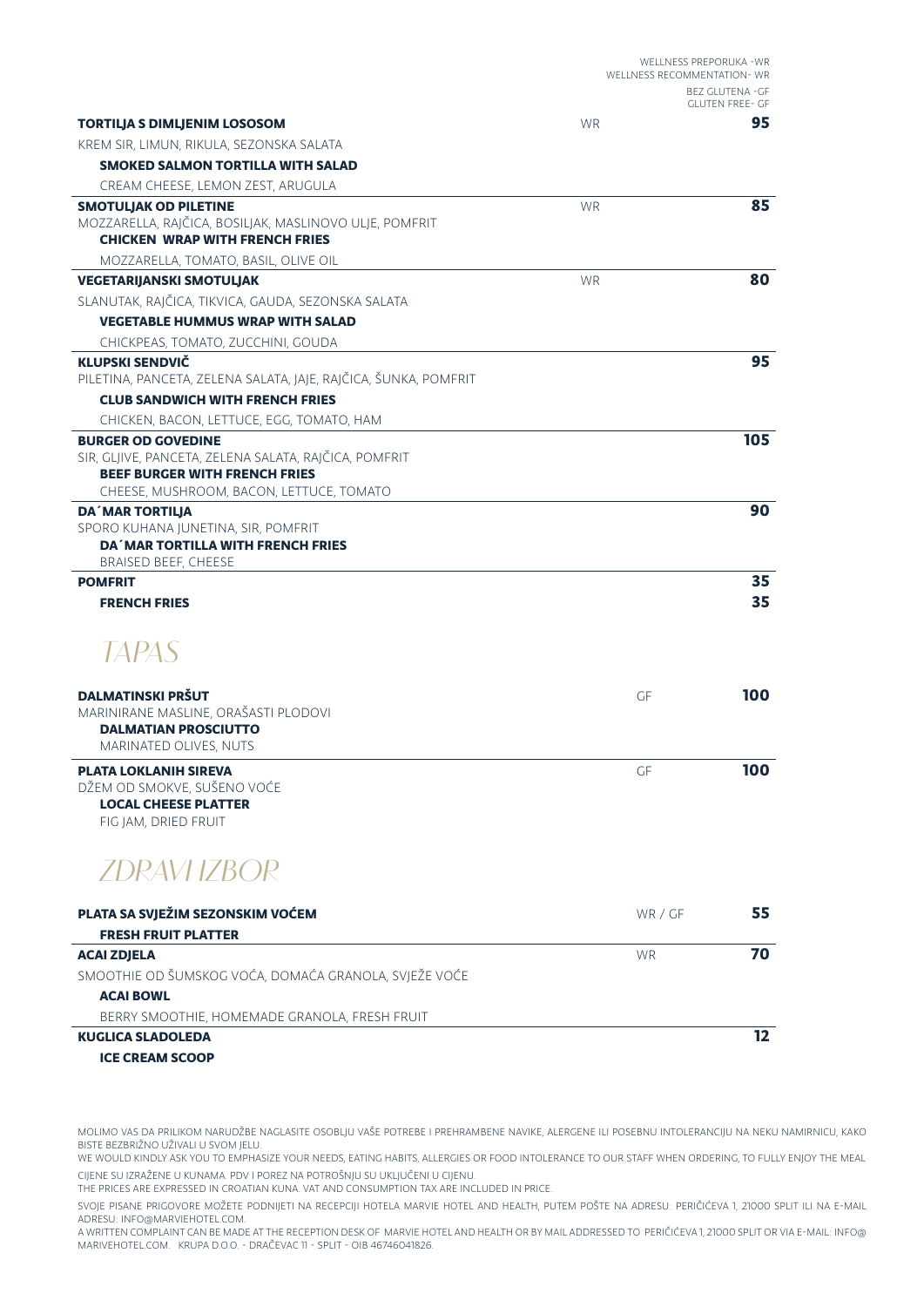WELLNESS PREPORUKA -WR
WELLNESS RECOMMENTATION- WR
BEZ GLUTENA -GF
GLUTEN FREE- GF

| | | |
|---|---|---|
| **TORTILJA S DIMLJENIM LOSOSOM**<br>KREM SIR, LIMUN, RIKULA, SEZONSKA SALATA<br>**SMOKED SALMON TORTILLA WITH SALAD**<br>CREAM CHEESE, LEMON ZEST, ARUGULA | WR | **95** |
| **SMOTULJAK OD PILETINE**<br>MOZZARELLA, RAJČICA, BOSILJAK, MASLINOVO ULJE, POMFRIT<br>**CHICKEN WRAP WITH FRENCH FRIES**<br>MOZZARELLA, TOMATO, BASIL, OLIVE OIL | WR | **85** |
| **VEGETARIJANSKI SMOTULJAK**<br>SLANUTAK, RAJČICA, TIKVICA, GAUDA, SEZONSKA SALATA<br>**VEGETABLE HUMMUS WRAP WITH SALAD**<br>CHICKPEAS, TOMATO, ZUCCHINI, GOUDA | WR | **80** |
| **KLUPSKI SENDVIČ**<br>PILETINA, PANCETA, ZELENA SALATA, JAJE, RAJČICA, ŠUNKA, POMFRIT<br>**CLUB SANDWICH WITH FRENCH FRIES**<br>CHICKEN, BACON, LETTUCE, EGG, TOMATO, HAM | | **95** |
| **BURGER OD GOVEDINE**<br>SIR, GLJIVE, PANCETA, ZELENA SALATA, RAJČICA, POMFRIT<br>**BEEF BURGER WITH FRENCH FRIES**<br>CHEESE, MUSHROOM, BACON, LETTUCE, TOMATO | | **105** |
| **DA´MAR TORTILJA**<br>SPORO KUHANA JUNETINA, SIR, POMFRIT<br>**DA´MAR TORTILLA WITH FRENCH FRIES**<br>BRAISED BEEF, CHEESE | | **90** |
| **POMFRIT**<br>**FRENCH FRIES** | | **35**<br>**35** |

## *TAPAS*

| | | |
|---|---|---|
| **DALMATINSKI PRŠUT**<br>MARINIRANE MASLINE, ORAŠASTI PLODOVI<br>**DALMATIAN PROSCIUTTO**<br>MARINATED OLIVES, NUTS | GF | **100** |
| **PLATA LOKLANIH SIREVA**<br>DŽEM OD SMOKVE, SUŠENO VOĆE<br>**LOCAL CHEESE PLATTER**<br>FIG JAM, DRIED FRUIT | GF | **100** |

## *ZDRAVI IZBOR*

| | | |
|---|---|---|
| **PLATA SA SVJEŽIM SEZONSKIM VOĆEM**<br>**FRESH FRUIT PLATTER** | WR / GF | **55** |
| **ACAI ZDJELA**<br>SMOOTHIE OD ŠUMSKOG VOĆA, DOMAĆA GRANOLA, SVJEŽE VOĆE<br>**ACAI BOWL**<br>BERRY SMOOTHIE, HOMEMADE GRANOLA, FRESH FRUIT | WR | **70** |
| **KUGLICA SLADOLEDA**<br>**ICE CREAM SCOOP** | | **12** |

MOLIMO VAS DA PRILIKOM NARUDŽBE NAGLASITE OSOBLJU VAŠE POTREBE I PREHRAMBENE NAVIKE, ALERGENE ILI POSEBNU INTOLERANCIJU NA NEKU NAMIRNICU, KAKO BISTE BEZBRIŽNO UŽIVALI U SVOM JELU.
WE WOULD KINDLY ASK YOU TO EMPHASIZE YOUR NEEDS, EATING HABITS, ALLERGIES OR FOOD INTOLERANCE TO OUR STAFF WHEN ORDERING, TO FULLY ENJOY THE MEAL.

CIJENE SU IZRAŽENE U KUNAMA. PDV I POREZ NA POTROŠNJU SU UKLJUČENI U CIJENU.
THE PRICES ARE EXPRESSED IN CROATIAN KUNA. VAT AND CONSUMPTION TAX ARE INCLUDED IN PRICE.

SVOJE PISANE PRIGOVORE MOŽETE PODNIJETI NA RECEPCIJI HOTELA MARVIE HOTEL AND HEALTH, PUTEM POŠTE NA ADRESU: PERIČIĆEVA 1, 21000 SPLIT ILI NA E-MAIL ADRESU: INFO@MARVIEHOTEL.COM.
A WRITTEN COMPLAINT CAN BE MADE AT THE RECEPTION DESK OF MARVIE HOTEL AND HEALTH OR BY MAIL ADDRESSED TO PERIČIĆEVA 1, 21000 SPLIT OR VIA E-MAIL: INFO@MARIVEHOTEL.COM. KRUPA D.O.O. - DRAČEVAC 11 - SPLIT - OIB 46746041826.